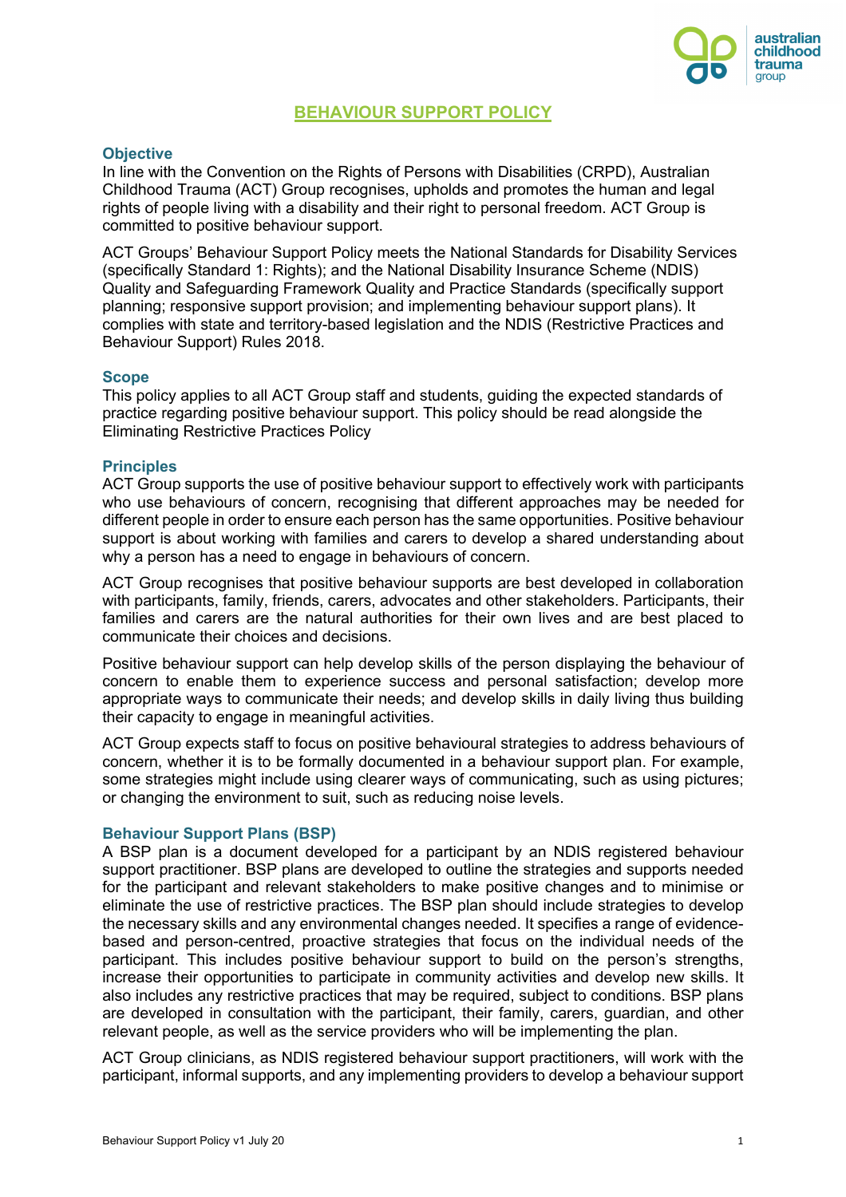# BEHAVIOUR SUPPORT POLICY

## Objective

In line with the Convention on the Rights of Persons with Disabilities (CRPD), Australian Childhood Trauma (ACT) Group recognises, upholds and promotes the human and legal rights of people living with a disability and their right to personal freedom. ACT Group is committed to positive behaviour support.

ACT Groups' Behaviour Support Policy meets the National Standards for Disability Services (specifically Standard 1: Rights); and the National Disability Insurance Scheme (NDIS) Quality and Safeguarding Framework Quality and Practice Standards (specifically support planning; responsive support provision; and implementing behaviour support plans). It complies with state and territory-based legislation and the NDIS (Restrictive Practices and Behaviour Support) Rules 2018.

## Scope

This policy applies to all ACT Group staff and students, guiding the expected standards of practice regarding positive behaviour support. This policy should be read alongside the Eliminating Restrictive Practices Policy

## Principles

ACT Group supports the use of positive behaviour support to effectively work with participants who use behaviours of concern, recognising that different approaches may be needed for different people in order to ensure each person has the same opportunities. Positive behaviour support is about working with families and carers to develop a shared understanding about why a person has a need to engage in behaviours of concern.

ACT Group recognises that positive behaviour supports are best developed in collaboration with participants, family, friends, carers, advocates and other stakeholders. Participants, their families and carers are the natural authorities for their own lives and are best placed to communicate their choices and decisions.

Positive behaviour support can help develop skills of the person displaying the behaviour of concern to enable them to experience success and personal satisfaction; develop more appropriate ways to communicate their needs; and develop skills in daily living thus building their capacity to engage in meaningful activities.

ACT Group expects staff to focus on positive behavioural strategies to address behaviours of concern, whether it is to be formally documented in a behaviour support plan. For example, some strategies might include using clearer ways of communicating, such as using pictures; or changing the environment to suit, such as reducing noise levels.

## Behaviour Support Plans (BSP)

A BSP plan is a document developed for a participant by an NDIS registered behaviour support practitioner. BSP plans are developed to outline the strategies and supports needed for the participant and relevant stakeholders to make positive changes and to minimise or eliminate the use of restrictive practices. The BSP plan should include strategies to develop the necessary skills and any environmental changes needed. It specifies a range of evidence-based and person-centred, proactive strategies that focus on the individual needs of the participant. This includes positive behaviour support to build on the person's strengths, increase their opportunities to participate in community activities and develop new skills. It also includes any restrictive practices that may be required, subject to conditions. BSP plans are developed in consultation with the participant, their family, carers, guardian, and other relevant people, as well as the service providers who will be implementing the plan.

ACT Group clinicians, as NDIS registered behaviour support practitioners, will work with the participant, informal supports, and any implementing providers to develop a behaviour support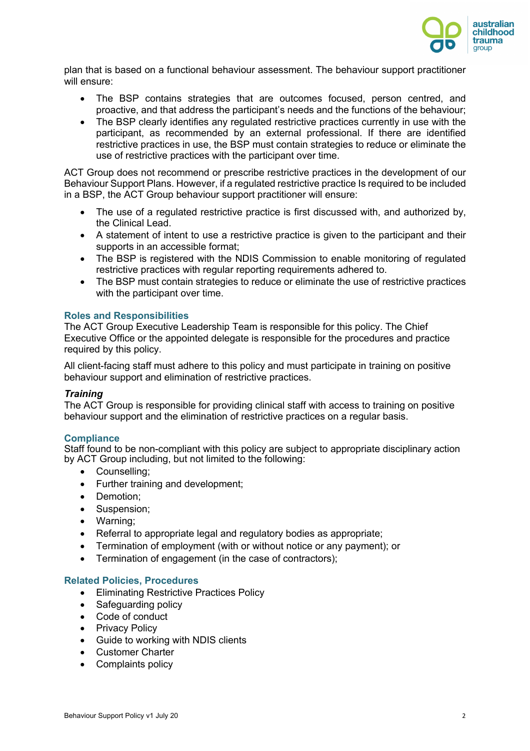plan that is based on a functional behaviour assessment. The behaviour support practitioner will ensure:

- The BSP contains strategies that are outcomes focused, person centred, and proactive, and that address the participant's needs and the functions of the behaviour;
- The BSP clearly identifies any regulated restrictive practices currently in use with the participant, as recommended by an external professional. If there are identified restrictive practices in use, the BSP must contain strategies to reduce or eliminate the use of restrictive practices with the participant over time.

ACT Group does not recommend or prescribe restrictive practices in the development of our Behaviour Support Plans. However, if a regulated restrictive practice Is required to be included in a BSP, the ACT Group behaviour support practitioner will ensure:

- The use of a regulated restrictive practice is first discussed with, and authorized by, the Clinical Lead.
- A statement of intent to use a restrictive practice is given to the participant and their supports in an accessible format;
- The BSP is registered with the NDIS Commission to enable monitoring of regulated restrictive practices with regular reporting requirements adhered to.
- The BSP must contain strategies to reduce or eliminate the use of restrictive practices with the participant over time.

## Roles and Responsibilities

The ACT Group Executive Leadership Team is responsible for this policy. The Chief Executive Office or the appointed delegate is responsible for the procedures and practice required by this policy.

All client-facing staff must adhere to this policy and must participate in training on positive behaviour support and elimination of restrictive practices.

### *Training*

The ACT Group is responsible for providing clinical staff with access to training on positive behaviour support and the elimination of restrictive practices on a regular basis.

## Compliance

Staff found to be non-compliant with this policy are subject to appropriate disciplinary action by ACT Group including, but not limited to the following:

- Counselling;
- Further training and development;
- Demotion;
- Suspension;
- Warning;
- Referral to appropriate legal and regulatory bodies as appropriate;
- Termination of employment (with or without notice or any payment); or
- Termination of engagement (in the case of contractors);

## Related Policies, Procedures

- Eliminating Restrictive Practices Policy
- Safeguarding policy
- Code of conduct
- Privacy Policy
- Guide to working with NDIS clients
- Customer Charter
- Complaints policy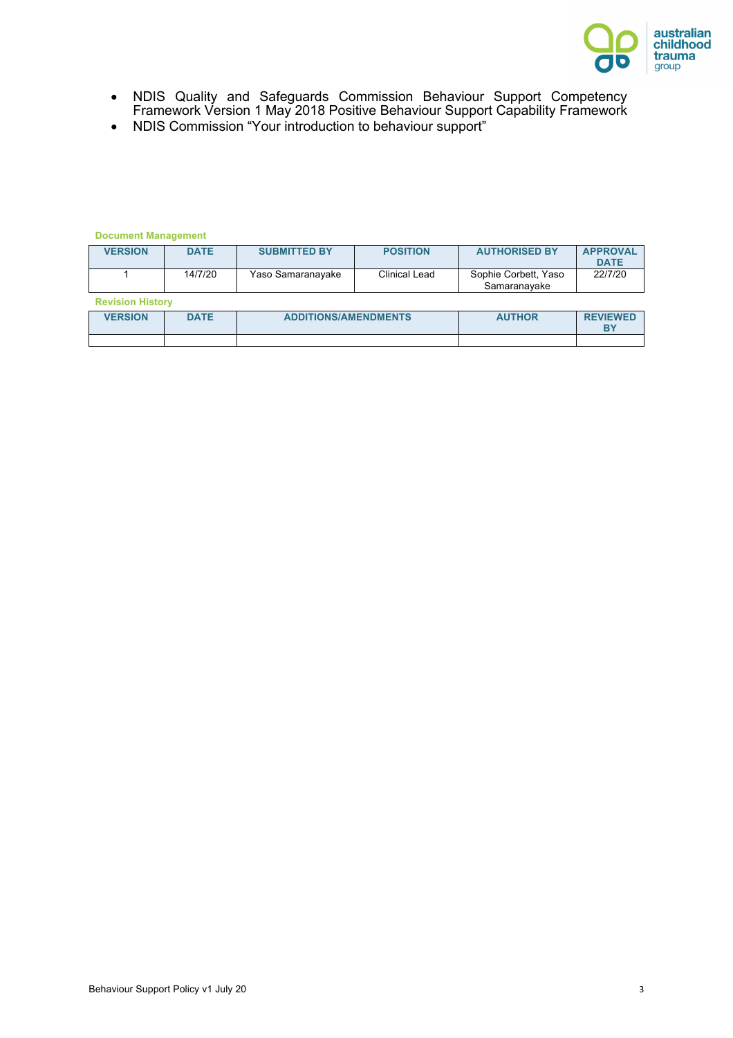- NDIS Quality and Safeguards Commission Behaviour Support Competency Framework Version 1 May 2018 Positive Behaviour Support Capability Framework
- NDIS Commission "Your introduction to behaviour support"

**Document Management**

| VERSION | DATE | SUBMITTED BY | POSITION | AUTHORISED BY | APPROVAL DATE |
|---|---|---|---|---|---|
| 1 | 14/7/20 | Yaso Samaranayake | Clinical Lead | Sophie Corbett, Yaso Samaranayake | 22/7/20 |

**Revision History**

| VERSION | DATE | ADDITIONS/AMENDMENTS | AUTHOR | REVIEWED BY |
|---|---|---|---|---|
| | | | | |